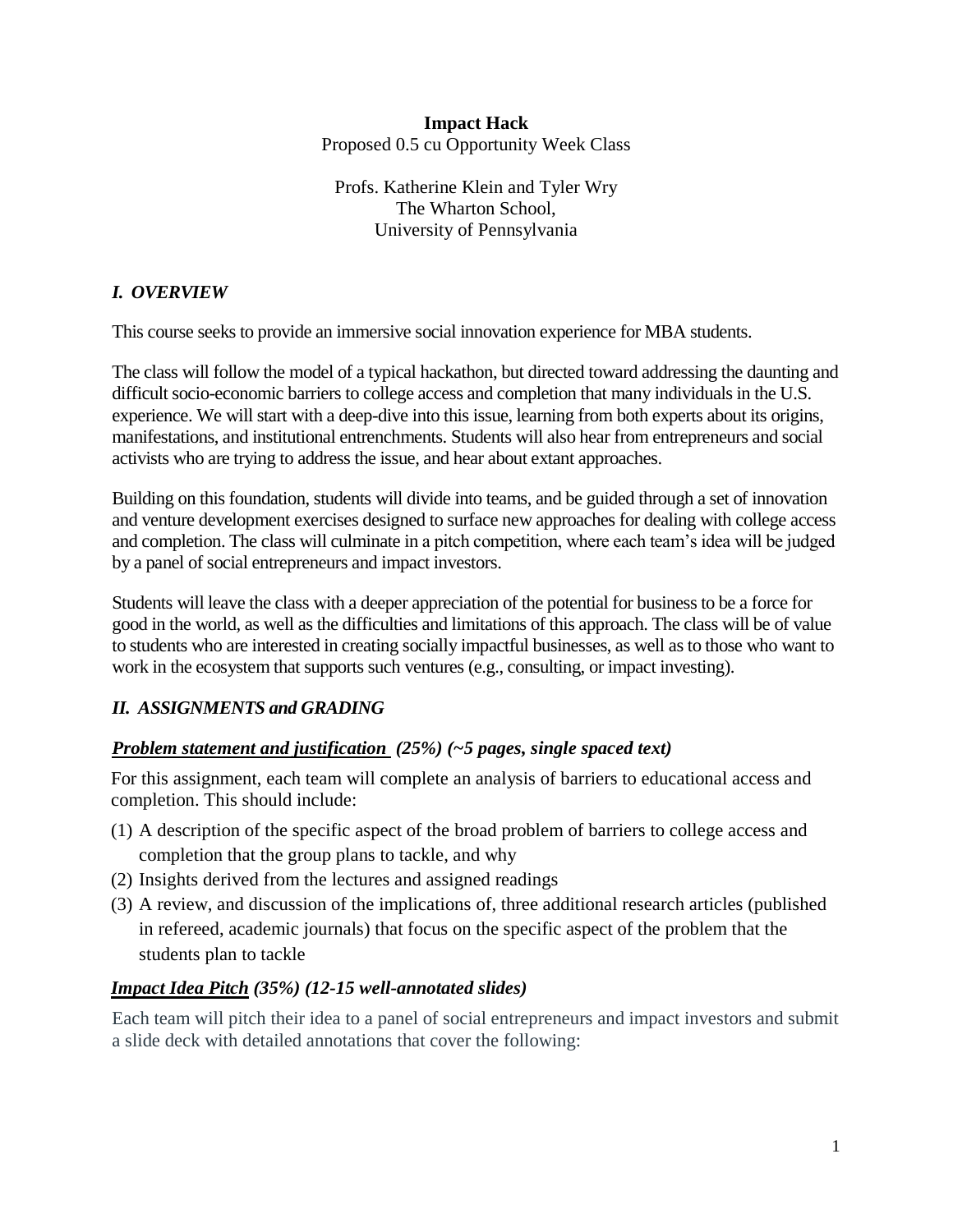**Impact Hack**

Proposed 0.5 cu Opportunity Week Class

Profs. Katherine Klein and Tyler Wry
The Wharton School,
University of Pennsylvania

## *I. OVERVIEW*

This course seeks to provide an immersive social innovation experience for MBA students.

The class will follow the model of a typical hackathon, but directed toward addressing the daunting and difficult socio-economic barriers to college access and completion that many individuals in the U.S. experience. We will start with a deep-dive into this issue, learning from both experts about its origins, manifestations, and institutional entrenchments. Students will also hear from entrepreneurs and social activists who are trying to address the issue, and hear about extant approaches.

Building on this foundation, students will divide into teams, and be guided through a set of innovation and venture development exercises designed to surface new approaches for dealing with college access and completion. The class will culminate in a pitch competition, where each team's idea will be judged by a panel of social entrepreneurs and impact investors.

Students will leave the class with a deeper appreciation of the potential for business to be a force for good in the world, as well as the difficulties and limitations of this approach. The class will be of value to students who are interested in creating socially impactful businesses, as well as to those who want to work in the ecosystem that supports such ventures (e.g., consulting, or impact investing).

## *II. ASSIGNMENTS and GRADING*

### ***Problem statement and justification*** *(25%) (~5 pages, single spaced text)*

For this assignment, each team will complete an analysis of barriers to educational access and completion. This should include:

(1) A description of the specific aspect of the broad problem of barriers to college access and completion that the group plans to tackle, and why
(2) Insights derived from the lectures and assigned readings
(3) A review, and discussion of the implications of, three additional research articles (published in refereed, academic journals) that focus on the specific aspect of the problem that the students plan to tackle

### ***Impact Idea Pitch*** *(35%) (12-15 well-annotated slides)*

Each team will pitch their idea to a panel of social entrepreneurs and impact investors and submit a slide deck with detailed annotations that cover the following: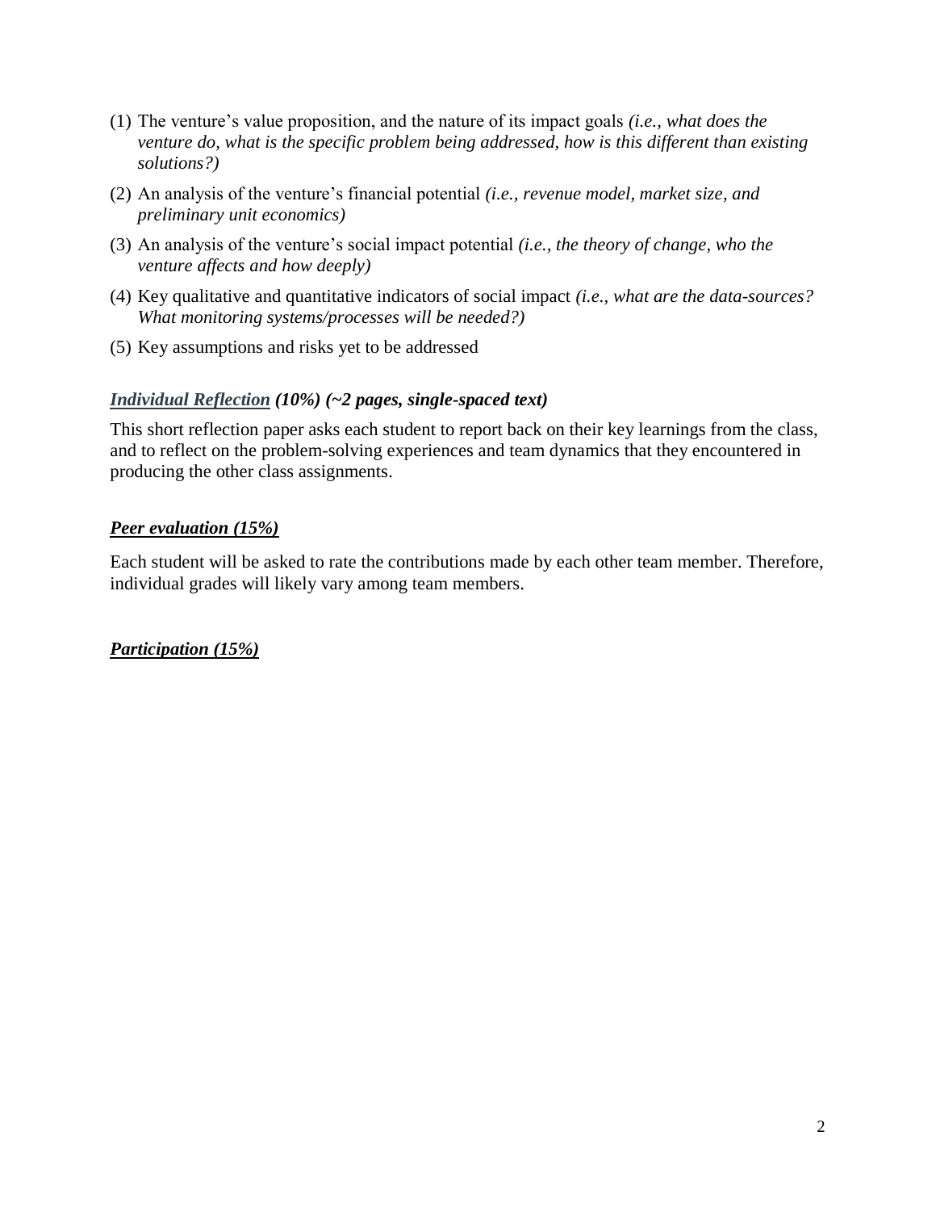(1) The venture's value proposition, and the nature of its impact goals *(i.e., what does the venture do, what is the specific problem being addressed, how is this different than existing solutions?)*

(2) An analysis of the venture's financial potential *(i.e., revenue model, market size, and preliminary unit economics)*

(3) An analysis of the venture's social impact potential *(i.e., the theory of change, who the venture affects and how deeply)*

(4) Key qualitative and quantitative indicators of social impact *(i.e., what are the data-sources? What monitoring systems/processes will be needed?)*

(5) Key assumptions and risks yet to be addressed

***Individual Reflection* (10%) (~2 pages, single-spaced text)**

This short reflection paper asks each student to report back on their key learnings from the class, and to reflect on the problem-solving experiences and team dynamics that they encountered in producing the other class assignments.

***Peer evaluation (15%)***

Each student will be asked to rate the contributions made by each other team member. Therefore, individual grades will likely vary among team members.

***Participation (15%)***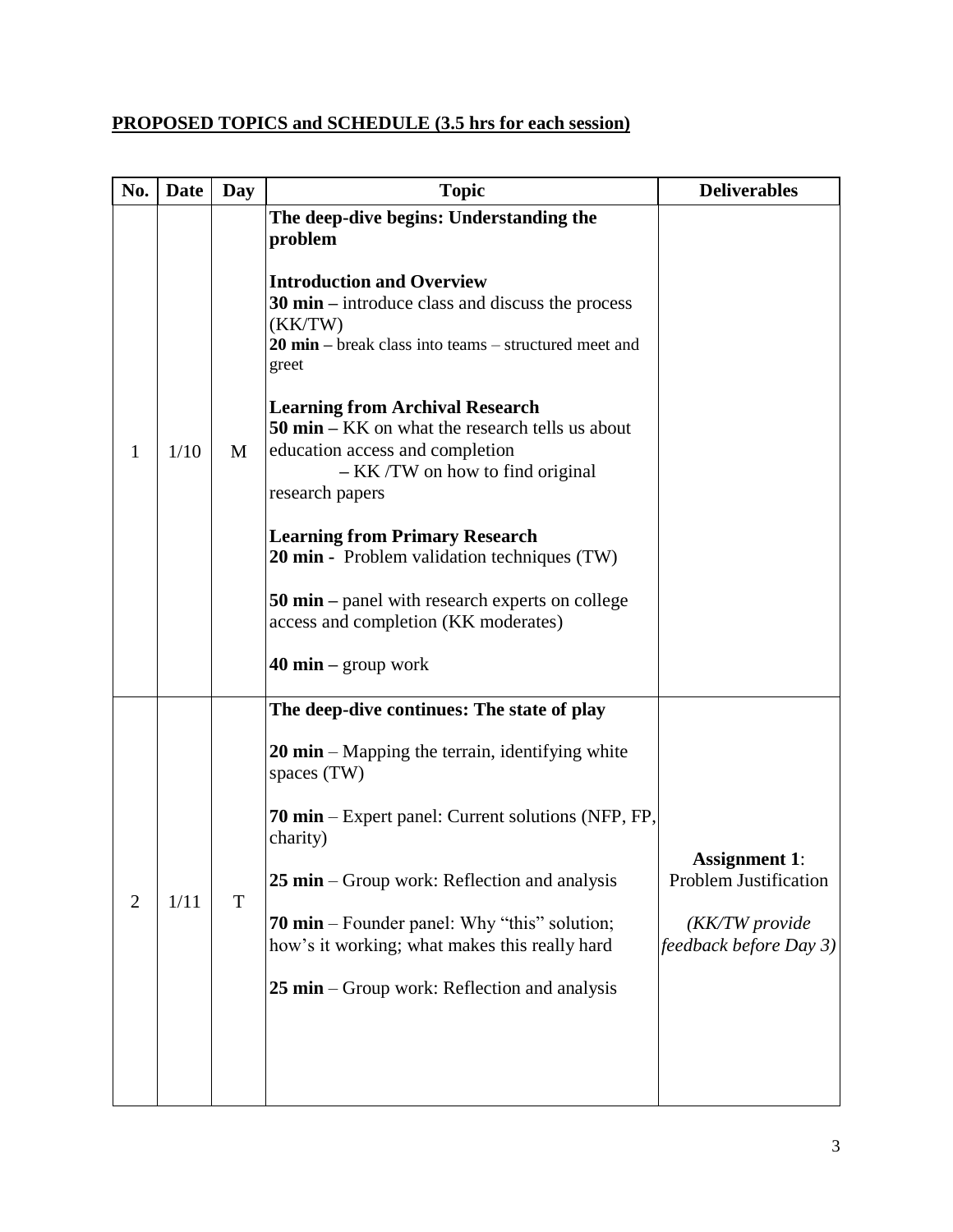**PROPOSED TOPICS and SCHEDULE (3.5 hrs for each session)**

| No. | Date | Day | Topic | Deliverables |
|---|---|---|---|---|
| 1 | 1/10 | M | **The deep-dive begins: Understanding the problem**<br><br>**Introduction and Overview**<br>**30 min –** introduce class and discuss the process (KK/TW)<br>**20 min –** break class into teams – structured meet and greet<br><br>**Learning from Archival Research**<br>**50 min –** KK on what the research tells us about education access and completion<br>**–** KK /TW on how to find original research papers<br><br>**Learning from Primary Research**<br>**20 min -** Problem validation techniques (TW)<br><br>**50 min –** panel with research experts on college access and completion (KK moderates)<br><br>**40 min –** group work | |
| 2 | 1/11 | T | **The deep-dive continues: The state of play**<br><br>**20 min** – Mapping the terrain, identifying white spaces (TW)<br><br>**70 min** – Expert panel: Current solutions (NFP, FP, charity)<br><br>**25 min** – Group work: Reflection and analysis<br><br>**70 min** – Founder panel: Why "this" solution; how's it working; what makes this really hard<br><br>**25 min** – Group work: Reflection and analysis | **Assignment 1**: Problem Justification<br><br>*(KK/TW provide feedback before Day 3)* |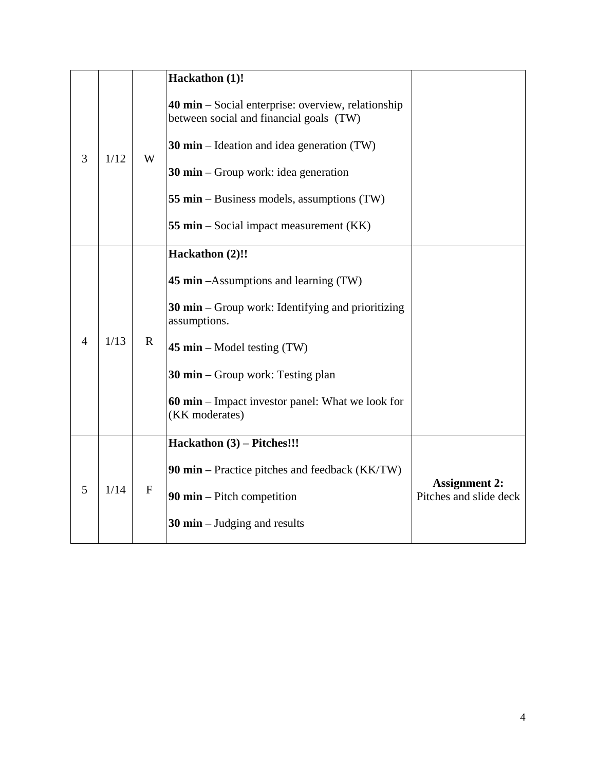| | | | | |
|---|---|---|---|---|
| 3 | 1/12 | W | **Hackathon (1)!**<br><br>**40 min** – Social enterprise: overview, relationship between social and financial goals (TW)<br><br>**30 min** – Ideation and idea generation (TW)<br><br>**30 min –** Group work: idea generation<br><br>**55 min** – Business models, assumptions (TW)<br><br>**55 min** – Social impact measurement (KK) | |
| 4 | 1/13 | R | **Hackathon (2)!!**<br><br>**45 min** –Assumptions and learning (TW)<br><br>**30 min –** Group work: Identifying and prioritizing assumptions.<br><br>**45 min –** Model testing (TW)<br><br>**30 min –** Group work: Testing plan<br><br>**60 min** – Impact investor panel: What we look for (KK moderates) | |
| 5 | 1/14 | F | **Hackathon (3) – Pitches!!!**<br><br>**90 min –** Practice pitches and feedback (KK/TW)<br><br>**90 min –** Pitch competition<br><br>**30 min –** Judging and results | **Assignment 2:** Pitches and slide deck |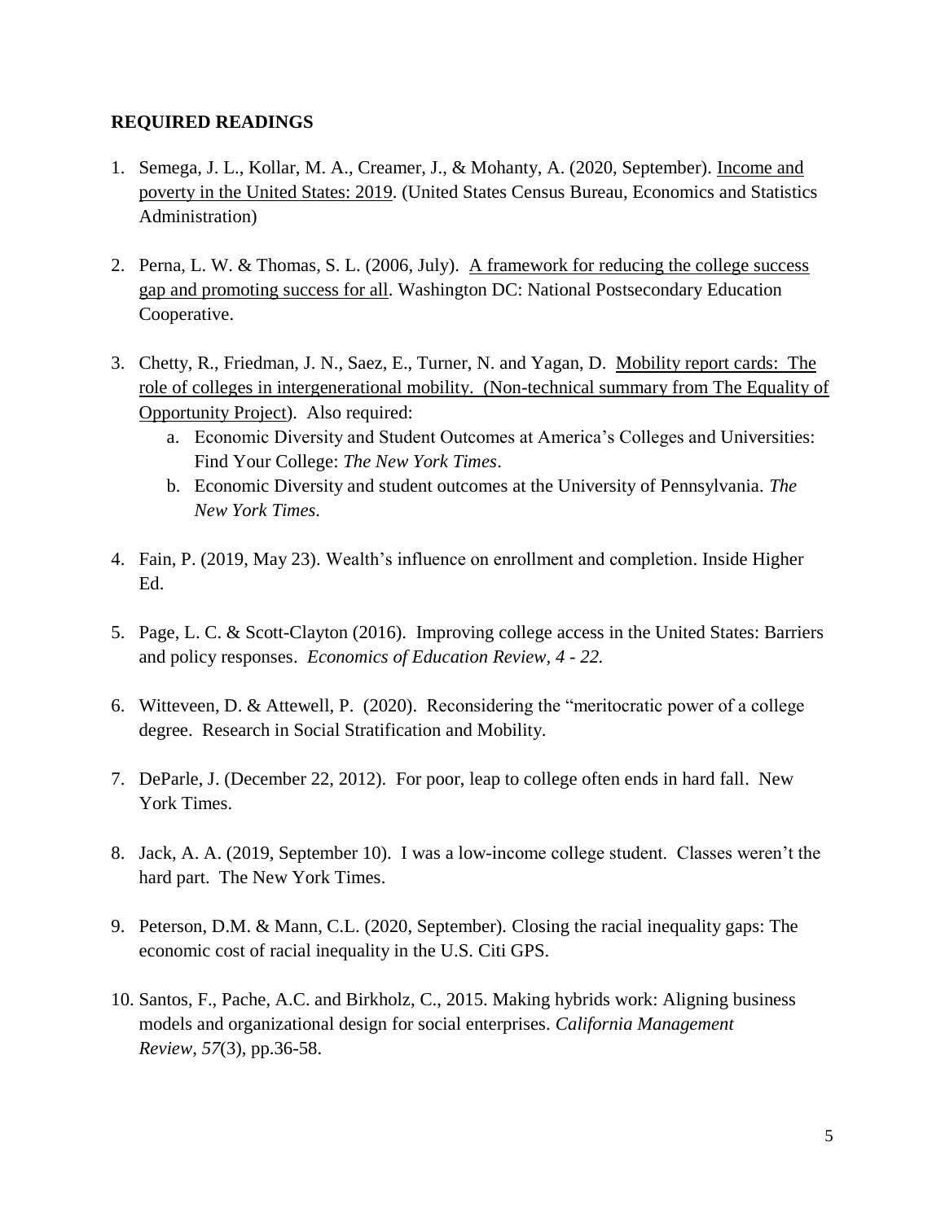## REQUIRED READINGS

1. Semega, J. L., Kollar, M. A., Creamer, J., & Mohanty, A. (2020, September). Income and poverty in the United States: 2019. (United States Census Bureau, Economics and Statistics Administration)

2. Perna, L. W. & Thomas, S. L. (2006, July). A framework for reducing the college success gap and promoting success for all. Washington DC: National Postsecondary Education Cooperative.

3. Chetty, R., Friedman, J. N., Saez, E., Turner, N. and Yagan, D. Mobility report cards: The role of colleges in intergenerational mobility. (Non-technical summary from The Equality of Opportunity Project). Also required:
    a. Economic Diversity and Student Outcomes at America's Colleges and Universities: Find Your College: *The New York Times*.
    b. Economic Diversity and student outcomes at the University of Pennsylvania. *The New York Times.*

4. Fain, P. (2019, May 23). Wealth's influence on enrollment and completion. Inside Higher Ed.

5. Page, L. C. & Scott-Clayton (2016). Improving college access in the United States: Barriers and policy responses. *Economics of Education Review, 4 - 22.*

6. Witteveen, D. & Attewell, P. (2020). Reconsidering the "meritocratic power of a college degree. Research in Social Stratification and Mobility.

7. DeParle, J. (December 22, 2012). For poor, leap to college often ends in hard fall. New York Times.

8. Jack, A. A. (2019, September 10). I was a low-income college student. Classes weren't the hard part. The New York Times.

9. Peterson, D.M. & Mann, C.L. (2020, September). Closing the racial inequality gaps: The economic cost of racial inequality in the U.S. Citi GPS.

10. Santos, F., Pache, A.C. and Birkholz, C., 2015. Making hybrids work: Aligning business models and organizational design for social enterprises. *California Management Review*, *57*(3), pp.36-58.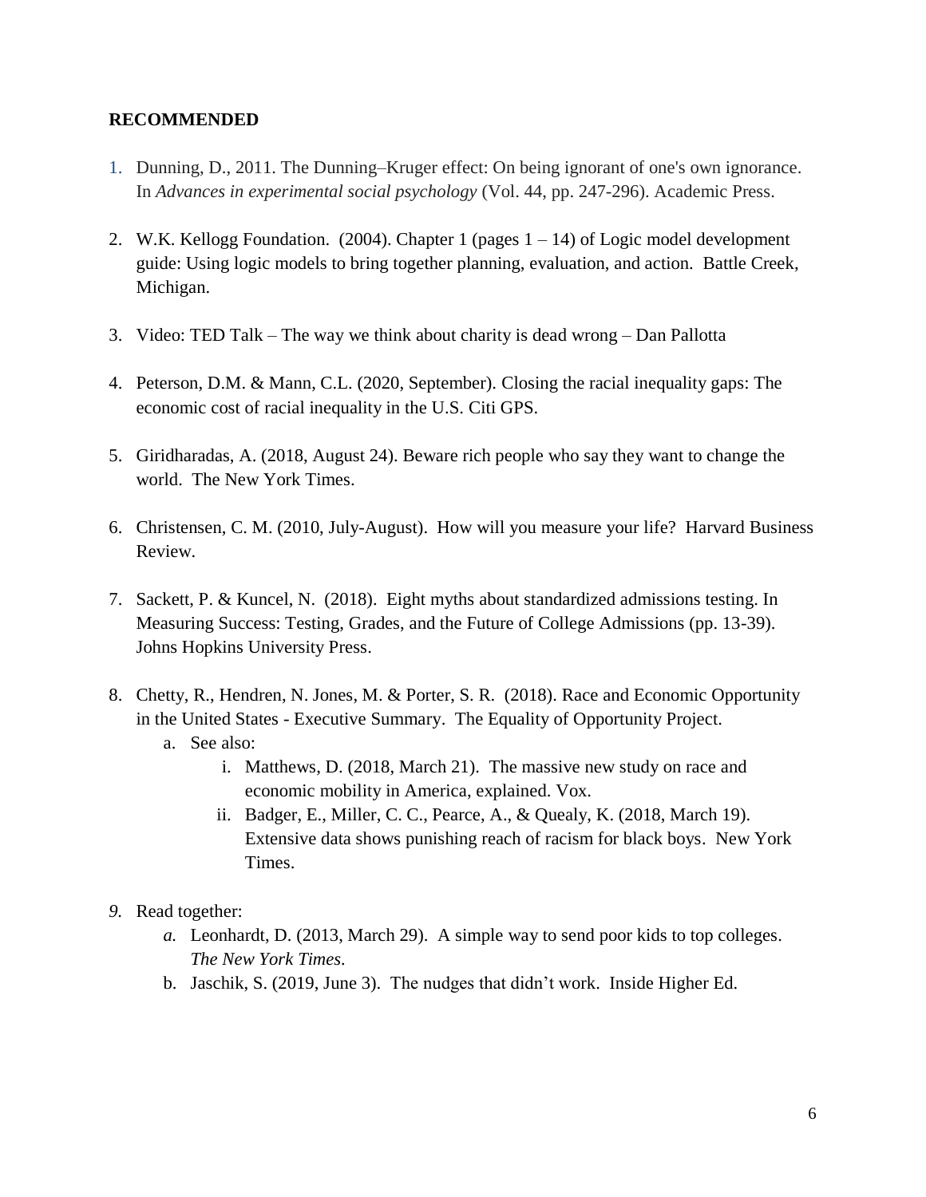**RECOMMENDED**

1. Dunning, D., 2011. The Dunning–Kruger effect: On being ignorant of one's own ignorance. In *Advances in experimental social psychology* (Vol. 44, pp. 247-296). Academic Press.

2. W.K. Kellogg Foundation. (2004). Chapter 1 (pages 1 – 14) of Logic model development guide: Using logic models to bring together planning, evaluation, and action. Battle Creek, Michigan.

3. Video: TED Talk – The way we think about charity is dead wrong – Dan Pallotta

4. Peterson, D.M. & Mann, C.L. (2020, September). Closing the racial inequality gaps: The economic cost of racial inequality in the U.S. Citi GPS.

5. Giridharadas, A. (2018, August 24). Beware rich people who say they want to change the world. The New York Times.

6. Christensen, C. M. (2010, July-August). How will you measure your life? Harvard Business Review.

7. Sackett, P. & Kuncel, N. (2018). Eight myths about standardized admissions testing. In Measuring Success: Testing, Grades, and the Future of College Admissions (pp. 13-39). Johns Hopkins University Press.

8. Chetty, R., Hendren, N. Jones, M. & Porter, S. R. (2018). Race and Economic Opportunity in the United States - Executive Summary. The Equality of Opportunity Project.
   a. See also:
      i. Matthews, D. (2018, March 21). The massive new study on race and economic mobility in America, explained. Vox.
      ii. Badger, E., Miller, C. C., Pearce, A., & Quealy, K. (2018, March 19). Extensive data shows punishing reach of racism for black boys. New York Times.

9. Read together:
   a. Leonhardt, D. (2013, March 29). A simple way to send poor kids to top colleges. *The New York Times.*
   b. Jaschik, S. (2019, June 3). The nudges that didn't work. Inside Higher Ed.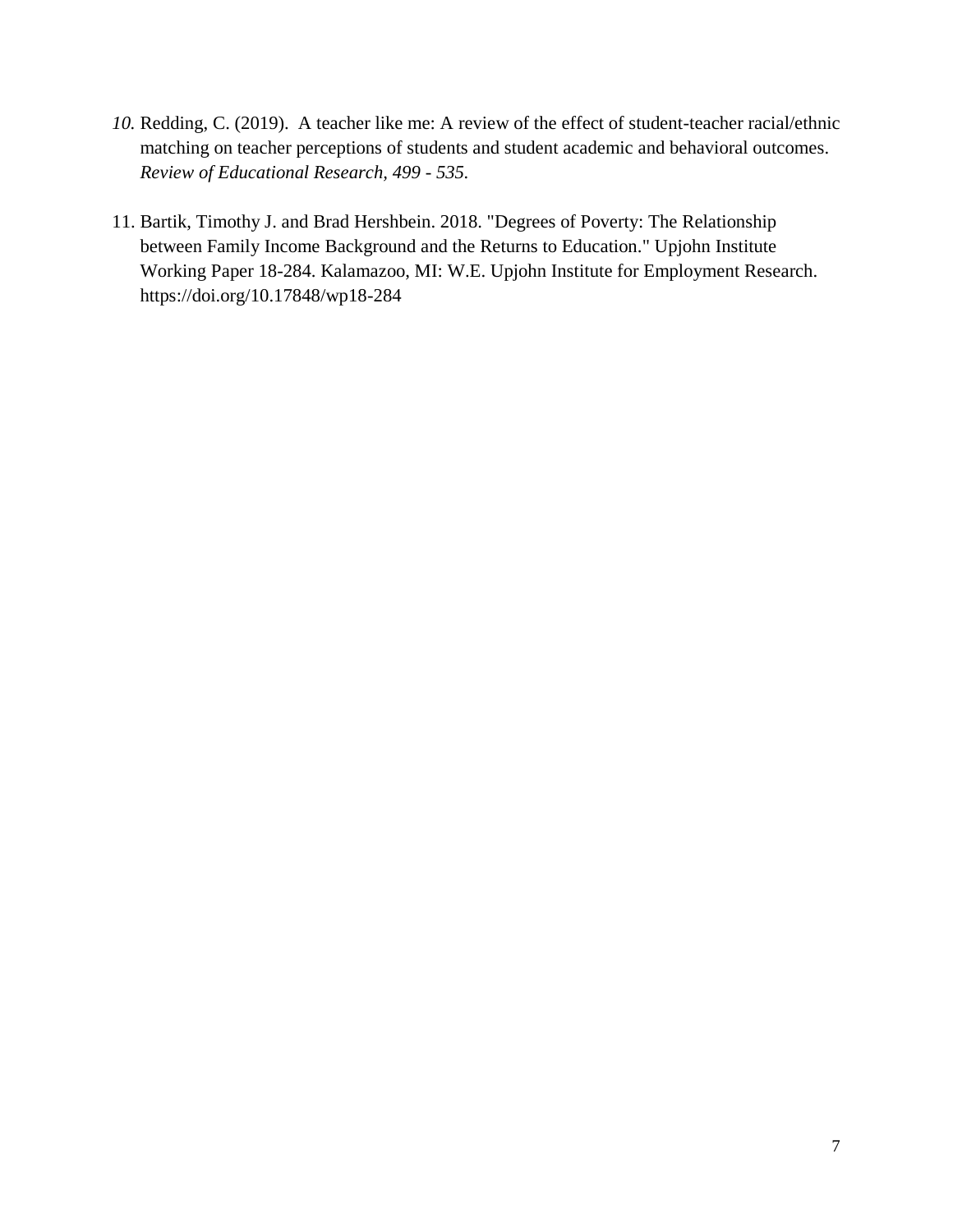*10.* Redding, C. (2019). A teacher like me: A review of the effect of student-teacher racial/ethnic matching on teacher perceptions of students and student academic and behavioral outcomes. *Review of Educational Research, 499 - 535.*

11. Bartik, Timothy J. and Brad Hershbein. 2018. "Degrees of Poverty: The Relationship between Family Income Background and the Returns to Education." Upjohn Institute Working Paper 18-284. Kalamazoo, MI: W.E. Upjohn Institute for Employment Research. https://doi.org/10.17848/wp18-284